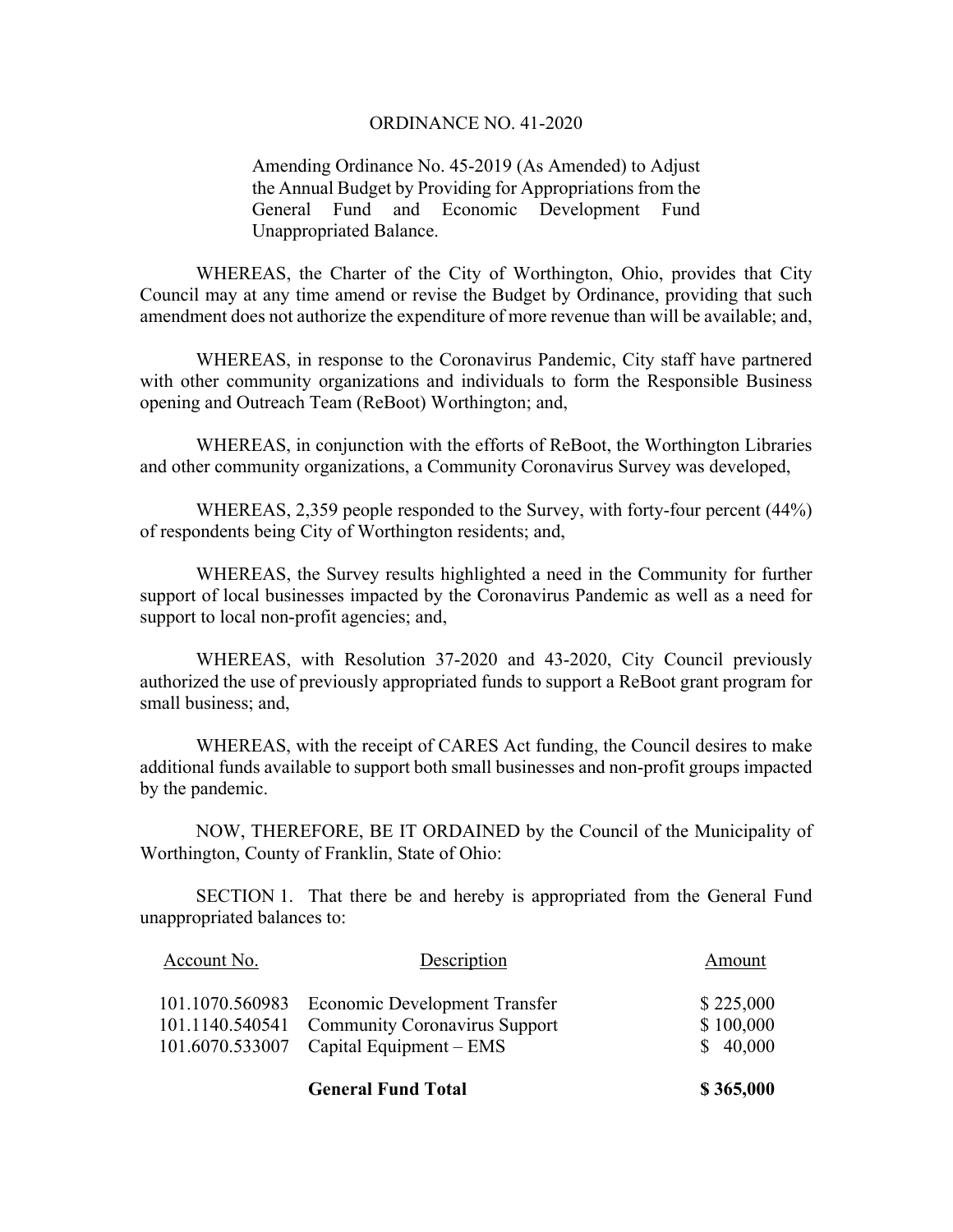# ORDINANCE NO. 41-2020

Amending Ordinance No. 45-2019 (As Amended) to Adjust the Annual Budget by Providing for Appropriations from the General Fund and Economic Development Fund Unappropriated Balance.

WHEREAS, the Charter of the City of Worthington, Ohio, provides that City Council may at any time amend or revise the Budget by Ordinance, providing that such amendment does not authorize the expenditure of more revenue than will be available; and,

WHEREAS, in response to the Coronavirus Pandemic, City staff have partnered with other community organizations and individuals to form the Responsible Business opening and Outreach Team (ReBoot) Worthington; and,

WHEREAS, in conjunction with the efforts of ReBoot, the Worthington Libraries and other community organizations, a Community Coronavirus Survey was developed,

WHEREAS, 2,359 people responded to the Survey, with forty-four percent (44%) of respondents being City of Worthington residents; and,

WHEREAS, the Survey results highlighted a need in the Community for further support of local businesses impacted by the Coronavirus Pandemic as well as a need for support to local non-profit agencies; and,

WHEREAS, with Resolution 37-2020 and 43-2020, City Council previously authorized the use of previously appropriated funds to support a ReBoot grant program for small business; and,

WHEREAS, with the receipt of CARES Act funding, the Council desires to make additional funds available to support both small businesses and non-profit groups impacted by the pandemic.

NOW, THEREFORE, BE IT ORDAINED by the Council of the Municipality of Worthington, County of Franklin, State of Ohio:

SECTION 1. That there be and hereby is appropriated from the General Fund unappropriated balances to:

| Account No. | Description | Amount |
|---|---|---|
| 101.1070.560983 | Economic Development Transfer | $ 225,000 |
| 101.1140.540541 | Community Coronavirus Support | $ 100,000 |
| 101.6070.533007 | Capital Equipment – EMS | $ 40,000 |
| | **General Fund Total** | **$ 365,000** |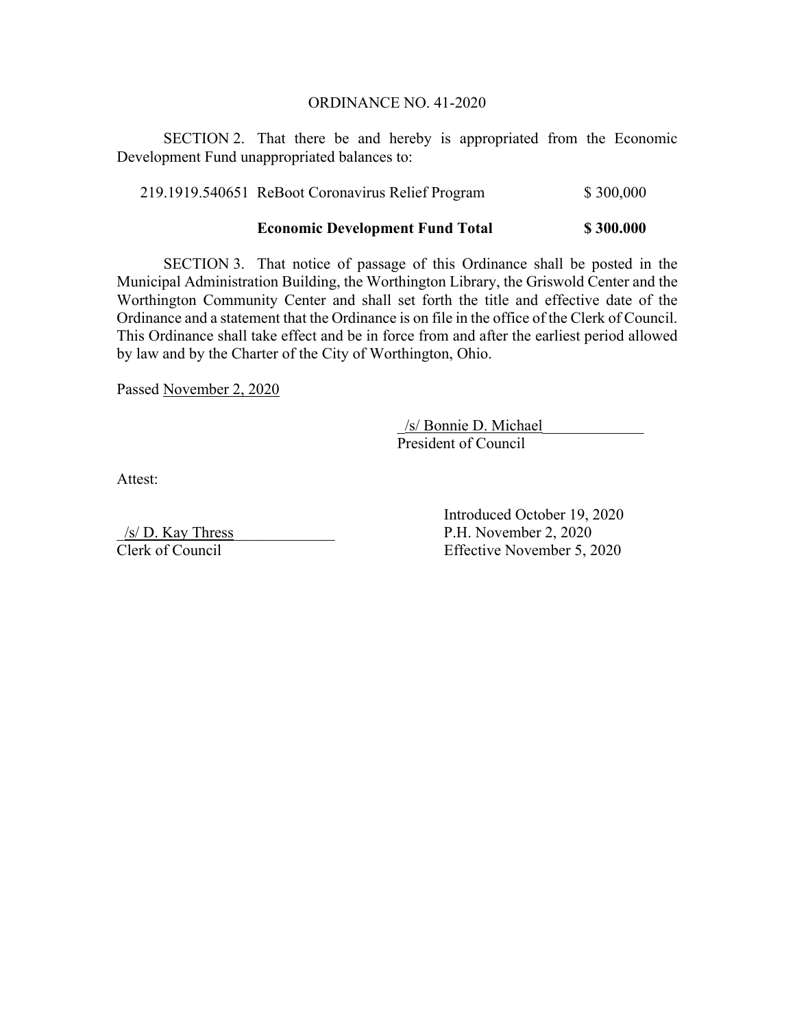ORDINANCE NO. 41-2020

SECTION 2. That there be and hereby is appropriated from the Economic Development Fund unappropriated balances to:

| | | |
|---|---|---|
| 219.1919.540651 | ReBoot Coronavirus Relief Program | $ 300,000 |
| | **Economic Development Fund Total** | **$ 300.000** |

SECTION 3. That notice of passage of this Ordinance shall be posted in the Municipal Administration Building, the Worthington Library, the Griswold Center and the Worthington Community Center and shall set forth the title and effective date of the Ordinance and a statement that the Ordinance is on file in the office of the Clerk of Council. This Ordinance shall take effect and be in force from and after the earliest period allowed by law and by the Charter of the City of Worthington, Ohio.

Passed November 2, 2020

/s/ Bonnie D. Michael
President of Council

Attest:

/s/ D. Kay Thress
Clerk of Council

Introduced October 19, 2020
P.H. November 2, 2020
Effective November 5, 2020